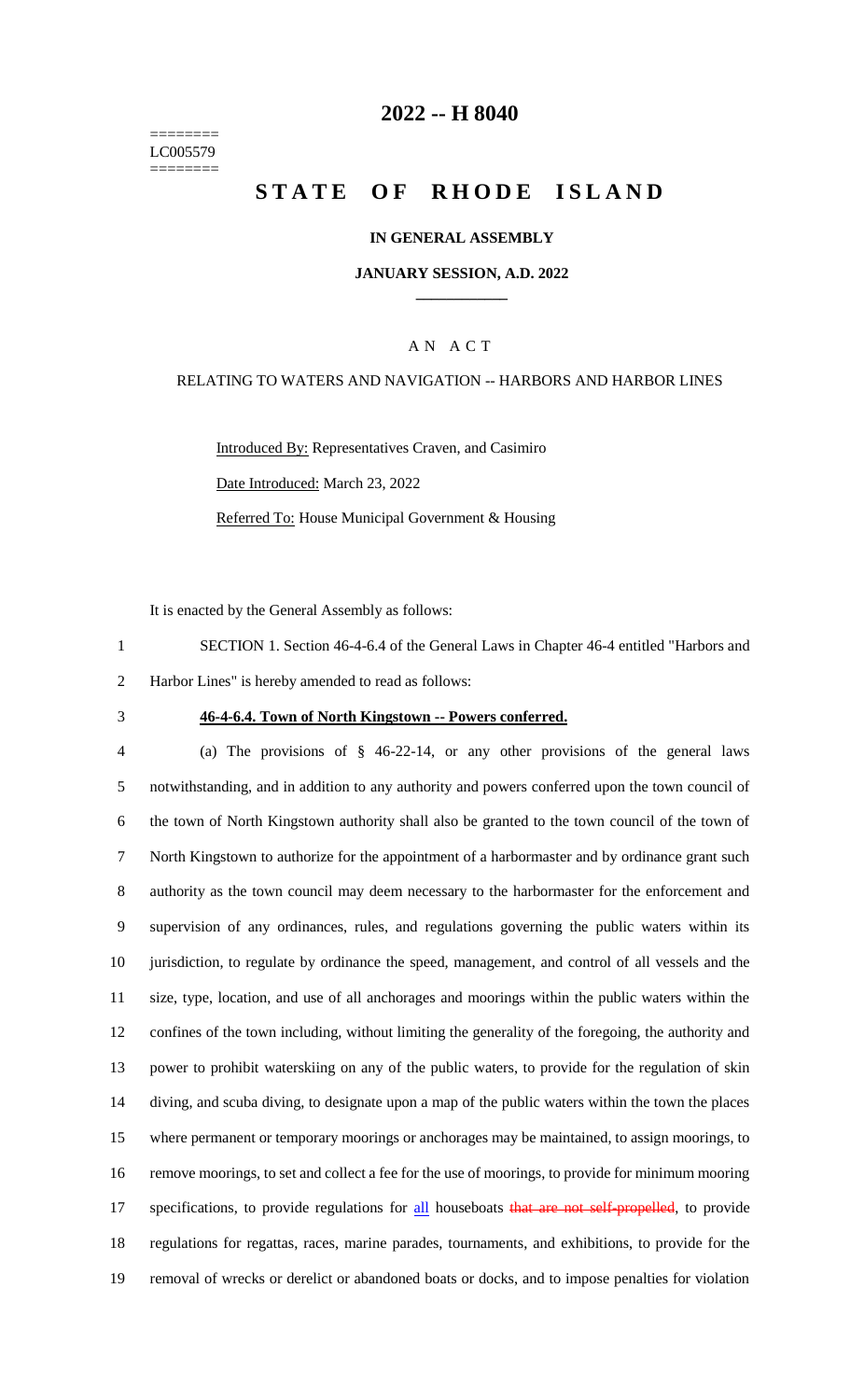========
LC005579
========

# 2022 -- H 8040

# STATE OF RHODE ISLAND

## IN GENERAL ASSEMBLY

### JANUARY SESSION, A.D. 2022

____________

A N A C T

RELATING TO WATERS AND NAVIGATION -- HARBORS AND HARBOR LINES

Introduced By: Representatives Craven, and Casimiro

Date Introduced: March 23, 2022

Referred To: House Municipal Government & Housing

It is enacted by the General Assembly as follows:

1 SECTION 1. Section 46-4-6.4 of the General Laws in Chapter 46-4 entitled "Harbors and
2 Harbor Lines" is hereby amended to read as follows:

3 **46-4-6.4. Town of North Kingstown -- Powers conferred.**

4 (a) The provisions of § 46-22-14, or any other provisions of the general laws
5 notwithstanding, and in addition to any authority and powers conferred upon the town council of
6 the town of North Kingstown authority shall also be granted to the town council of the town of
7 North Kingstown to authorize for the appointment of a harbormaster and by ordinance grant such
8 authority as the town council may deem necessary to the harbormaster for the enforcement and
9 supervision of any ordinances, rules, and regulations governing the public waters within its
10 jurisdiction, to regulate by ordinance the speed, management, and control of all vessels and the
11 size, type, location, and use of all anchorages and moorings within the public waters within the
12 confines of the town including, without limiting the generality of the foregoing, the authority and
13 power to prohibit waterskiing on any of the public waters, to provide for the regulation of skin
14 diving, and scuba diving, to designate upon a map of the public waters within the town the places
15 where permanent or temporary moorings or anchorages may be maintained, to assign moorings, to
16 remove moorings, to set and collect a fee for the use of moorings, to provide for minimum mooring
17 specifications, to provide regulations for all houseboats ~~that are not self-propelled~~, to provide
18 regulations for regattas, races, marine parades, tournaments, and exhibitions, to provide for the
19 removal of wrecks or derelict or abandoned boats or docks, and to impose penalties for violation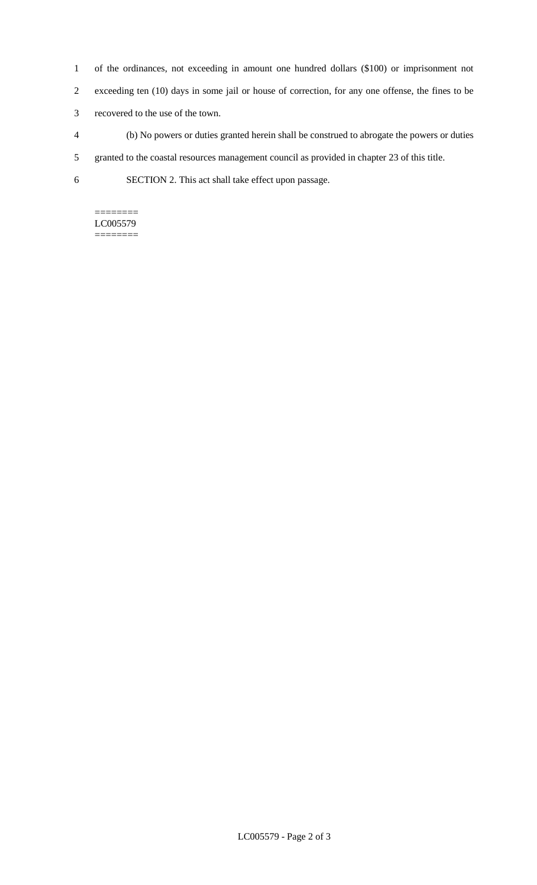of the ordinances, not exceeding in amount one hundred dollars ($100) or imprisonment not exceeding ten (10) days in some jail or house of correction, for any one offense, the fines to be recovered to the use of the town.

(b) No powers or duties granted herein shall be construed to abrogate the powers or duties granted to the coastal resources management council as provided in chapter 23 of this title.

SECTION 2. This act shall take effect upon passage.

========
LC005579
========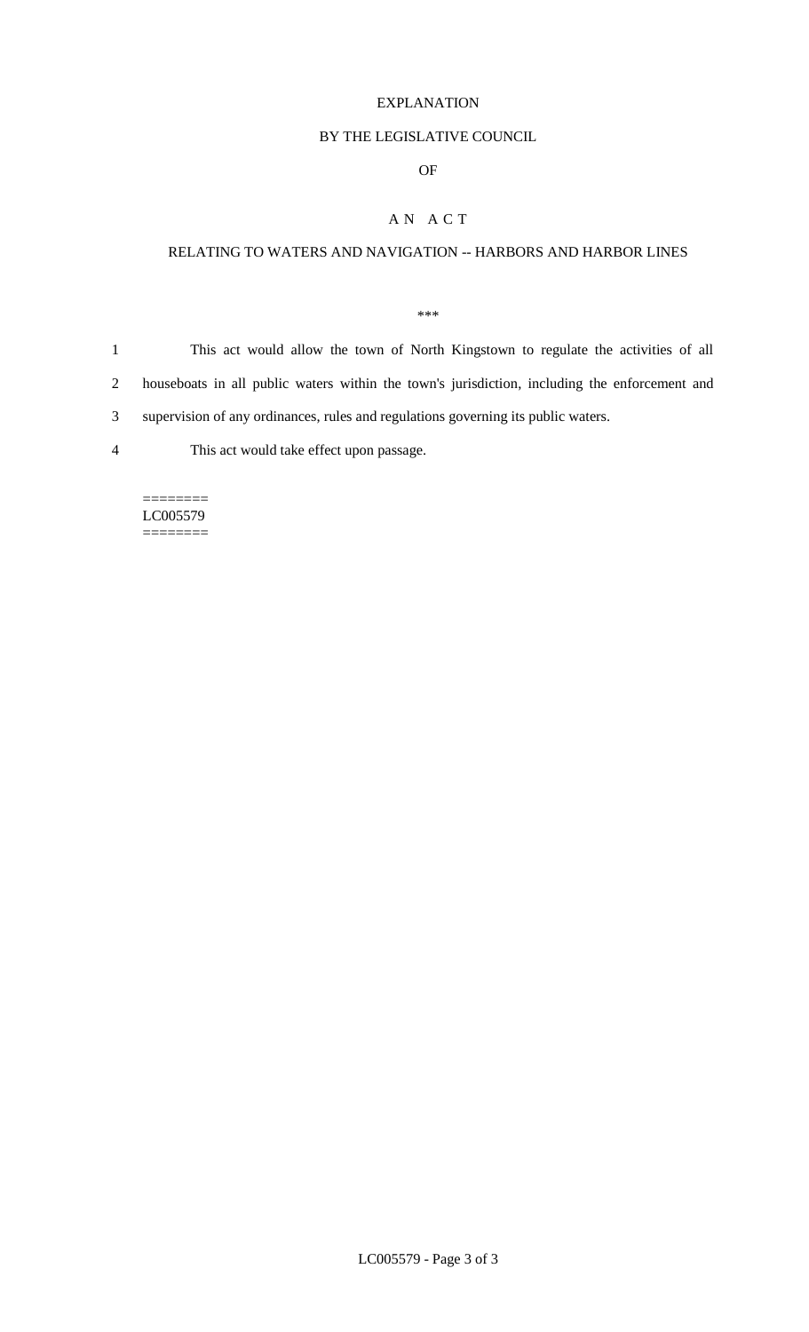EXPLANATION

BY THE LEGISLATIVE COUNCIL

OF

A N A C T

RELATING TO WATERS AND NAVIGATION -- HARBORS AND HARBOR LINES

\*\*\*

1 This act would allow the town of North Kingstown to regulate the activities of all
2 houseboats in all public waters within the town's jurisdiction, including the enforcement and
3 supervision of any ordinances, rules and regulations governing its public waters.
4 This act would take effect upon passage.

========
LC005579
========